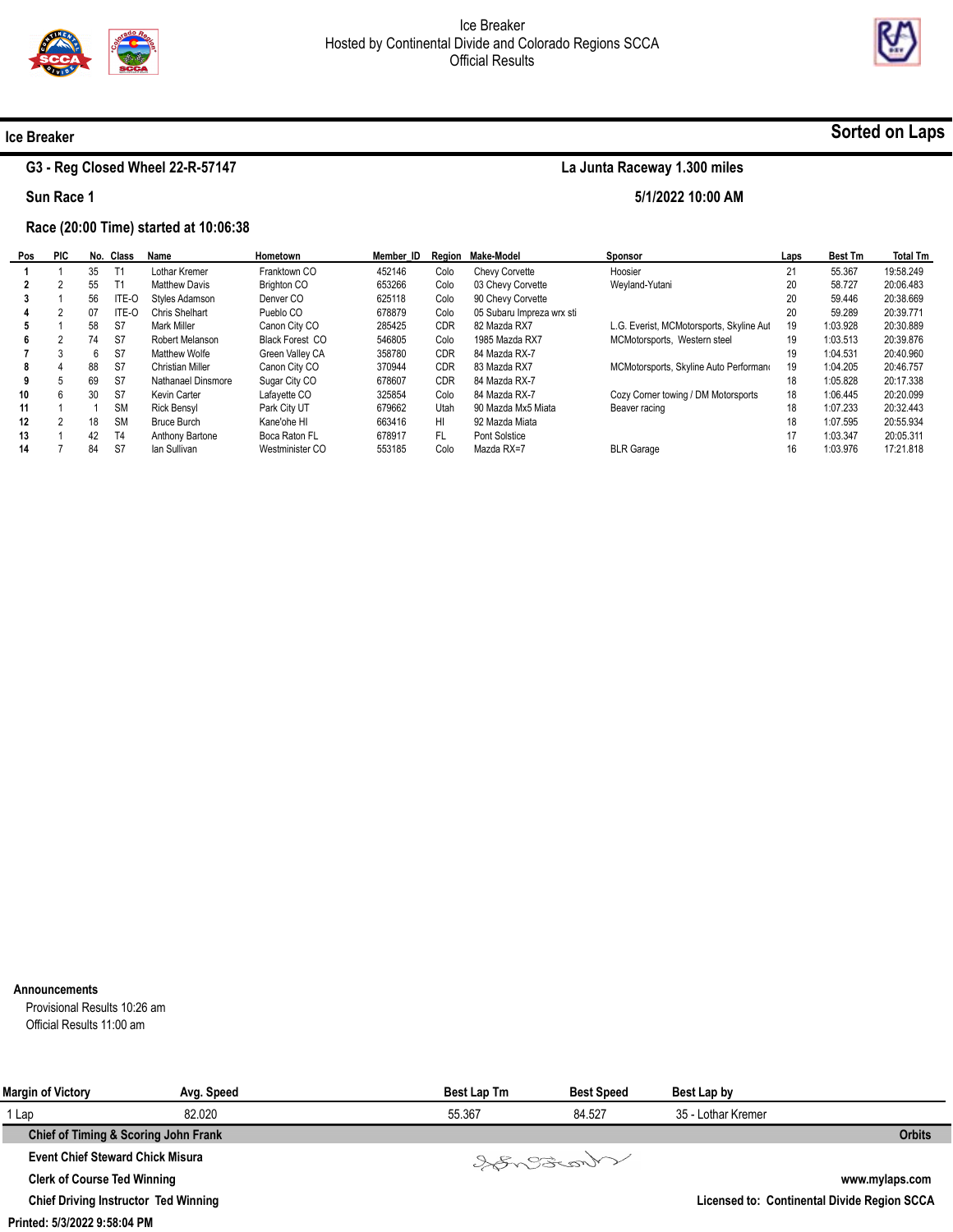# Ice Breaker
## Hosted by Continental Divide and Colorado Regions SCCA
## Official Results

**Ice Breaker** — **Sorted on Laps**

**G3 - Reg Closed Wheel 22-R-57147** — **La Junta Raceway 1.300 miles**

**Sun Race 1** — **5/1/2022 10:00 AM**

**Race (20:00 Time) started at 10:06:38**

| Pos | PIC | No. | Class | Name | Hometown | Member_ID | Region | Make-Model | Sponsor | Laps | Best Tm | Total Tm |
|---|---|---|---|---|---|---|---|---|---|---|---|---|
| 1 | 1 | 35 | T1 | Lothar Kremer | Franktown CO | 452146 | Colo | Chevy Corvette | Hoosier | 21 | 55.367 | 19:58.249 |
| 2 | 2 | 55 | T1 | Matthew Davis | Brighton CO | 653266 | Colo | 03 Chevy Corvette | Weyland-Yutani | 20 | 58.727 | 20:06.483 |
| 3 | 1 | 56 | ITE-O | Styles Adamson | Denver CO | 625118 | Colo | 90 Chevy Corvette | | 20 | 59.446 | 20:38.669 |
| 4 | 2 | 07 | ITE-O | Chris Shelhart | Pueblo CO | 678879 | Colo | 05 Subaru Impreza wrx sti | | 20 | 59.289 | 20:39.771 |
| 5 | 1 | 58 | S7 | Mark Miller | Canon City CO | 285425 | CDR | 82 Mazda RX7 | L.G. Everist, MCMotorsports, Skyline Aut | 19 | 1:03.928 | 20:30.889 |
| 6 | 2 | 74 | S7 | Robert Melanson | Black Forest CO | 546805 | Colo | 1985 Mazda RX7 | MCMotorsports, Western steel | 19 | 1:03.513 | 20:39.876 |
| 7 | 3 | 6 | S7 | Matthew Wolfe | Green Valley CA | 358780 | CDR | 84 Mazda RX-7 | | 19 | 1:04.531 | 20:40.960 |
| 8 | 4 | 88 | S7 | Christian Miller | Canon City CO | 370944 | CDR | 83 Mazda RX7 | MCMotorsports, Skyline Auto Performan | 19 | 1:04.205 | 20:46.757 |
| 9 | 5 | 69 | S7 | Nathanael Dinsmore | Sugar City CO | 678607 | CDR | 84 Mazda RX-7 | | 18 | 1:05.828 | 20:17.338 |
| 10 | 6 | 30 | S7 | Kevin Carter | Lafayette CO | 325854 | Colo | 84 Mazda RX-7 | Cozy Corner towing / DM Motorsports | 18 | 1:06.445 | 20:20.099 |
| 11 | 1 | 1 | SM | Rick Bensyl | Park City UT | 679662 | Utah | 90 Mazda Mx5 Miata | Beaver racing | 18 | 1:07.233 | 20:32.443 |
| 12 | 2 | 18 | SM | Bruce Burch | Kane'ohe HI | 663416 | HI | 92 Mazda Miata | | 18 | 1:07.595 | 20:55.934 |
| 13 | 1 | 42 | T4 | Anthony Bartone | Boca Raton FL | 678917 | FL | Pont Solstice | | 17 | 1:03.347 | 20:05.311 |
| 14 | 7 | 84 | S7 | Ian Sullivan | Westminister CO | 553185 | Colo | Mazda RX=7 | BLR Garage | 16 | 1:03.976 | 17:21.818 |

**Announcements**

Provisional Results 10:26 am
Official Results 11:00 am

| Margin of Victory | Avg. Speed | Best Lap Tm | Best Speed | Best Lap by |
|---|---|---|---|---|
| 1 Lap | 82.020 | 55.367 | 84.527 | 35 - Lothar Kremer |

**Chief of Timing & Scoring John Frank** — **Orbits**

**Event Chief Steward Chick Misura**

**Clerk of Course Ted Winning** — **www.mylaps.com**

**Chief Driving Instructor Ted Winning** — **Licensed to: Continental Divide Region SCCA**

**Printed: 5/3/2022 9:58:04 PM**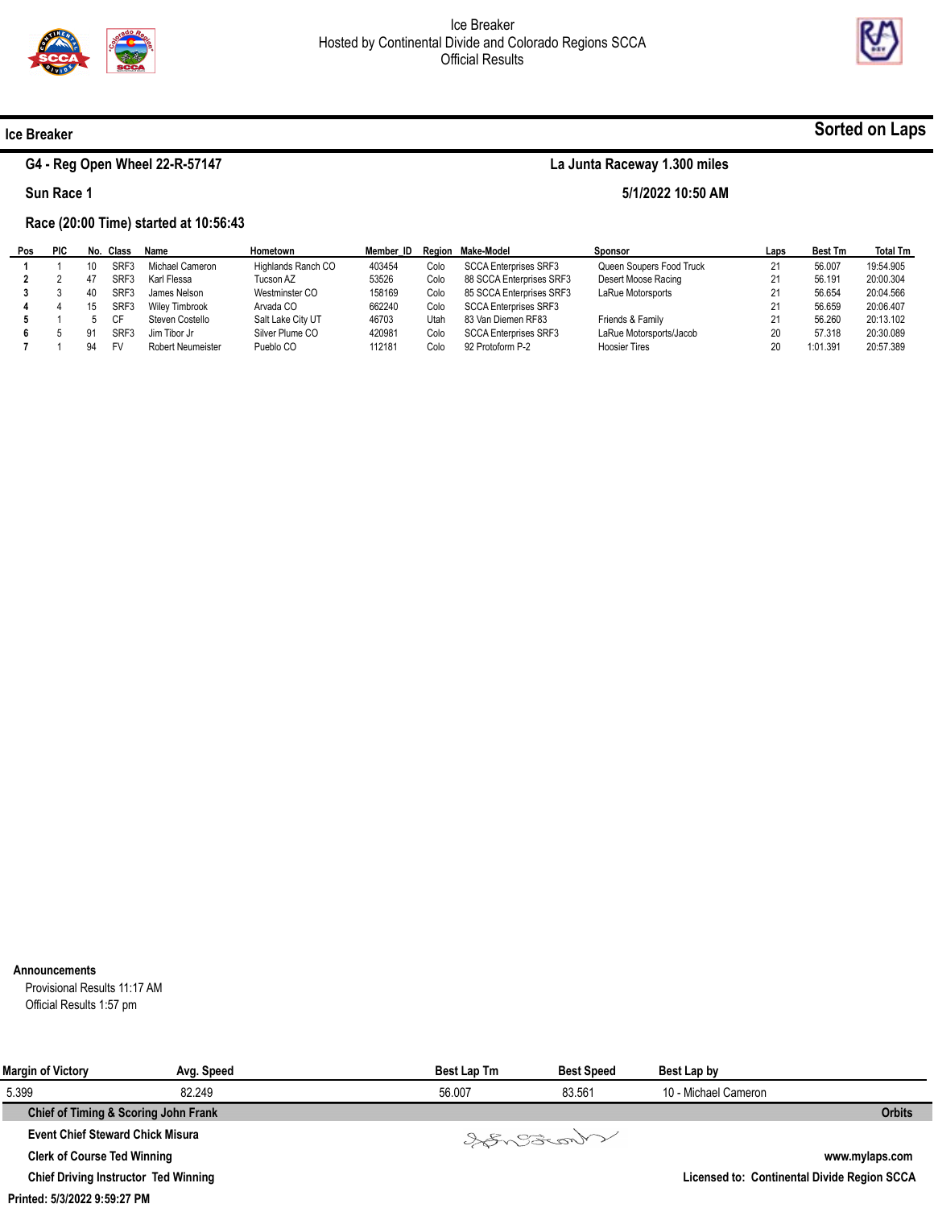Ice Breaker
Hosted by Continental Divide and Colorado Regions SCCA
Official Results

**Ice Breaker** **Sorted on Laps**

**G4 - Reg Open Wheel 22-R-57147** **La Junta Raceway 1.300 miles**

**Sun Race 1** **5/1/2022 10:50 AM**

**Race (20:00 Time) started at 10:56:43**

| Pos | PIC | No. | Class | Name | Hometown | Member_ID | Region | Make-Model | Sponsor | Laps | Best Tm | Total Tm |
|---|---|---|---|---|---|---|---|---|---|---|---|---|
| 1 | 1 | 10 | SRF3 | Michael Cameron | Highlands Ranch CO | 403454 | Colo | SCCA Enterprises SRF3 | Queen Soupers Food Truck | 21 | 56.007 | 19:54.905 |
| 2 | 2 | 47 | SRF3 | Karl Flessa | Tucson AZ | 53526 | Colo | 88 SCCA Enterprises SRF3 | Desert Moose Racing | 21 | 56.191 | 20:00.304 |
| 3 | 3 | 40 | SRF3 | James Nelson | Westminster CO | 158169 | Colo | 85 SCCA Enterprises SRF3 | LaRue Motorsports | 21 | 56.654 | 20:04.566 |
| 4 | 4 | 15 | SRF3 | Wiley Timbrook | Arvada CO | 662240 | Colo | SCCA Enterprises SRF3 | | 21 | 56.659 | 20:06.407 |
| 5 | 1 | 5 | CF | Steven Costello | Salt Lake City UT | 46703 | Utah | 83 Van Diemen RF83 | Friends & Family | 21 | 56.260 | 20:13.102 |
| 6 | 5 | 91 | SRF3 | Jim Tibor Jr | Silver Plume CO | 420981 | Colo | SCCA Enterprises SRF3 | LaRue Motorsports/Jacob | 20 | 57.318 | 20:30.089 |
| 7 | 1 | 94 | FV | Robert Neumeister | Pueblo CO | 112181 | Colo | 92 Protoform P-2 | Hoosier Tires | 20 | 1:01.391 | 20:57.389 |

**Announcements**

Provisional Results 11:17 AM
Official Results 1:57 pm

| Margin of Victory | Avg. Speed | Best Lap Tm | Best Speed | Best Lap by |
|---|---|---|---|---|
| 5.399 | 82.249 | 56.007 | 83.561 | 10 - Michael Cameron |

**Chief of Timing & Scoring John Frank** **Orbits**

**Event Chief Steward Chick Misura**

**Clerk of Course Ted Winning** **www.mylaps.com**

**Chief Driving Instructor Ted Winning** **Licensed to: Continental Divide Region SCCA**

**Printed: 5/3/2022 9:59:27 PM**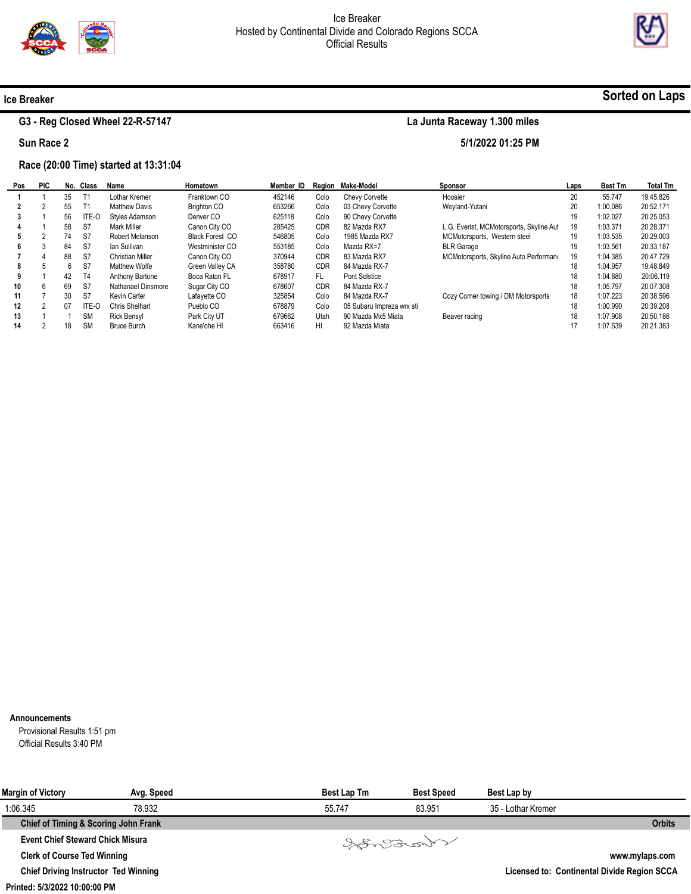Ice Breaker
Hosted by Continental Divide and Colorado Regions SCCA
Official Results

## Ice Breaker

**Sorted on Laps**

### G3 - Reg Closed Wheel 22-R-57147

**La Junta Raceway 1.300 miles**

**Sun Race 2**

**5/1/2022 01:25 PM**

**Race (20:00 Time) started at 13:31:04**

| Pos | PIC | No. | Class | Name | Hometown | Member_ID | Region | Make-Model | Sponsor | Laps | Best Tm | Total Tm |
|---|---|---|---|---|---|---|---|---|---|---|---|---|
| 1 | 1 | 35 | T1 | Lothar Kremer | Franktown CO | 452146 | Colo | Chevy Corvette | Hoosier | 20 | 55.747 | 19:45.826 |
| 2 | 2 | 55 | T1 | Matthew Davis | Brighton CO | 653266 | Colo | 03 Chevy Corvette | Weyland-Yutani | 20 | 1:00.086 | 20:52.171 |
| 3 | 1 | 56 | ITE-O | Styles Adamson | Denver CO | 625118 | Colo | 90 Chevy Corvette | | 19 | 1:02.027 | 20:25.053 |
| 4 | 1 | 58 | S7 | Mark Miller | Canon City CO | 285425 | CDR | 82 Mazda RX7 | L.G. Everist, MCMotorsports, Skyline Aut | 19 | 1:03.371 | 20:28.371 |
| 5 | 2 | 74 | S7 | Robert Melanson | Black Forest CO | 546805 | Colo | 1985 Mazda RX7 | MCMotorsports, Western steel | 19 | 1:03.535 | 20:29.003 |
| 6 | 3 | 84 | S7 | Ian Sullivan | Westminister CO | 553185 | Colo | Mazda RX=7 | BLR Garage | 19 | 1:03.561 | 20:33.187 |
| 7 | 4 | 88 | S7 | Christian Miller | Canon City CO | 370944 | CDR | 83 Mazda RX7 | MCMotorsports, Skyline Auto Performan | 19 | 1:04.385 | 20:47.729 |
| 8 | 5 | 6 | S7 | Matthew Wolfe | Green Valley CA | 358780 | CDR | 84 Mazda RX-7 | | 18 | 1:04.957 | 19:48.849 |
| 9 | 1 | 42 | T4 | Anthony Bartone | Boca Raton FL | 678917 | FL | Pont Solstice | | 18 | 1:04.880 | 20:06.119 |
| 10 | 6 | 69 | S7 | Nathanael Dinsmore | Sugar City CO | 678607 | CDR | 84 Mazda RX-7 | | 18 | 1:05.797 | 20:07.308 |
| 11 | 7 | 30 | S7 | Kevin Carter | Lafayette CO | 325854 | Colo | 84 Mazda RX-7 | Cozy Corner towing / DM Motorsports | 18 | 1:07.223 | 20:38.596 |
| 12 | 2 | 07 | ITE-O | Chris Shelhart | Pueblo CO | 678879 | Colo | 05 Subaru Impreza wrx sti | | 18 | 1:00.990 | 20:39.208 |
| 13 | 1 | 1 | SM | Rick Bensyl | Park City UT | 679662 | Utah | 90 Mazda Mx5 Miata | Beaver racing | 18 | 1:07.908 | 20:50.186 |
| 14 | 2 | 18 | SM | Bruce Burch | Kane'ohe HI | 663416 | HI | 92 Mazda Miata | | 17 | 1:07.539 | 20:21.383 |

**Announcements**

Provisional Results 1:51 pm
Official Results 3:40 PM

| Margin of Victory | Avg. Speed | Best Lap Tm | Best Speed | Best Lap by |
|---|---|---|---|---|
| 1:06.345 | 78.932 | 55.747 | 83.951 | 35 - Lothar Kremer |

**Chief of Timing & Scoring John Frank**

**Orbits**

**Event Chief Steward Chick Misura**

**Clerk of Course Ted Winning**

**www.mylaps.com**

**Chief Driving Instructor Ted Winning**

**Licensed to: Continental Divide Region SCCA**

**Printed: 5/3/2022 10:00:00 PM**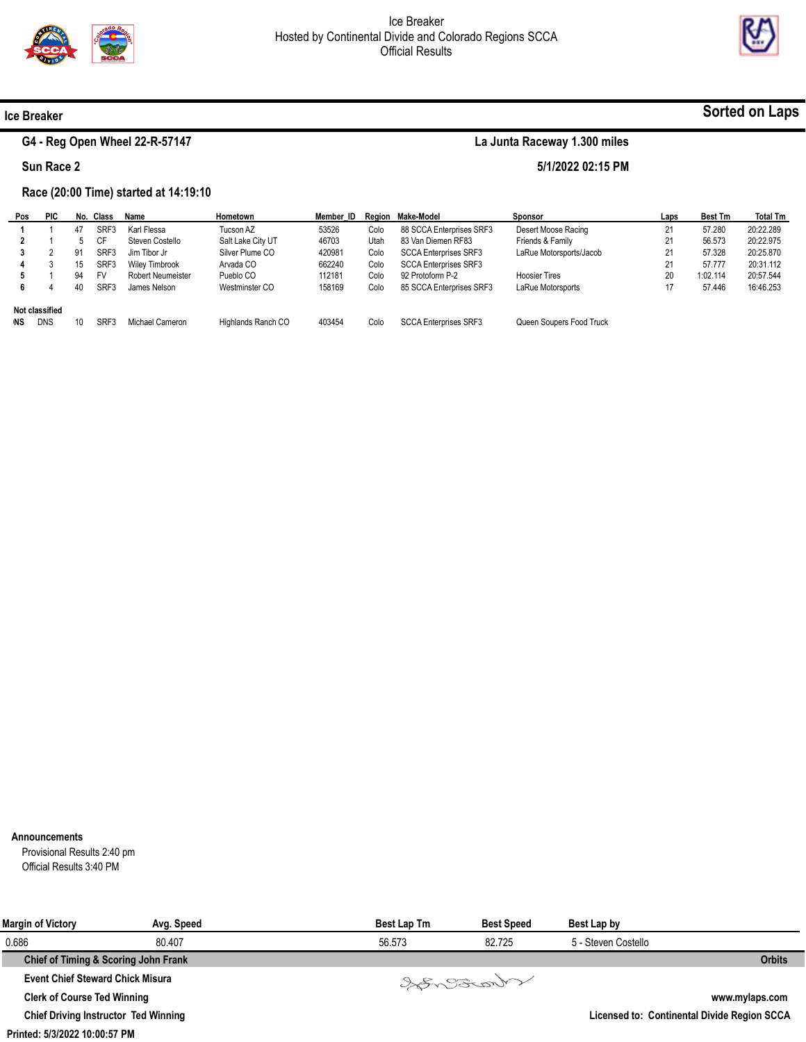Ice Breaker
Hosted by Continental Divide and Colorado Regions SCCA
Official Results

## Ice Breaker

**Sorted on Laps**

### G4 - Reg Open Wheel 22-R-57147

**La Junta Raceway 1.300 miles**

**Sun Race 2**

**5/1/2022 02:15 PM**

**Race (20:00 Time) started at 14:19:10**

| Pos | PIC | No. | Class | Name | Hometown | Member_ID | Region | Make-Model | Sponsor | Laps | Best Tm | Total Tm |
|---|---|---|---|---|---|---|---|---|---|---|---|---|
| 1 | 1 | 47 | SRF3 | Karl Flessa | Tucson AZ | 53526 | Colo | 88 SCCA Enterprises SRF3 | Desert Moose Racing | 21 | 57.280 | 20:22.289 |
| 2 | 1 | 5 | CF | Steven Costello | Salt Lake City UT | 46703 | Utah | 83 Van Diemen RF83 | Friends & Family | 21 | 56.573 | 20:22.975 |
| 3 | 2 | 91 | SRF3 | Jim Tibor Jr | Silver Plume CO | 420981 | Colo | SCCA Enterprises SRF3 | LaRue Motorsports/Jacob | 21 | 57.328 | 20:25.870 |
| 4 | 3 | 15 | SRF3 | Wiley Timbrook | Arvada CO | 662240 | Colo | SCCA Enterprises SRF3 | | 21 | 57.777 | 20:31.112 |
| 5 | 1 | 94 | FV | Robert Neumeister | Pueblo CO | 112181 | Colo | 92 Protoform P-2 | Hoosier Tires | 20 | 1:02.114 | 20:57.544 |
| 6 | 4 | 40 | SRF3 | James Nelson | Westminster CO | 158169 | Colo | 85 SCCA Enterprises SRF3 | LaRue Motorsports | 17 | 57.446 | 16:46.253 |
| **Not classified** | | | | | | | | | | | | |
| DNS | DNS | 10 | SRF3 | Michael Cameron | Highlands Ranch CO | 403454 | Colo | SCCA Enterprises SRF3 | Queen Soupers Food Truck | | | |

**Announcements**

Provisional Results 2:40 pm
Official Results 3:40 PM

| Margin of Victory | Avg. Speed | Best Lap Tm | Best Speed | Best Lap by |
|---|---|---|---|---|
| 0.686 | 80.407 | 56.573 | 82.725 | 5 - Steven Costello |

**Chief of Timing & Scoring John Frank**

**Orbits**

**Event Chief Steward Chick Misura**

**Clerk of Course Ted Winning**

**Chief Driving Instructor Ted Winning**

**www.mylaps.com**

**Licensed to: Continental Divide Region SCCA**

**Printed: 5/3/2022 10:00:57 PM**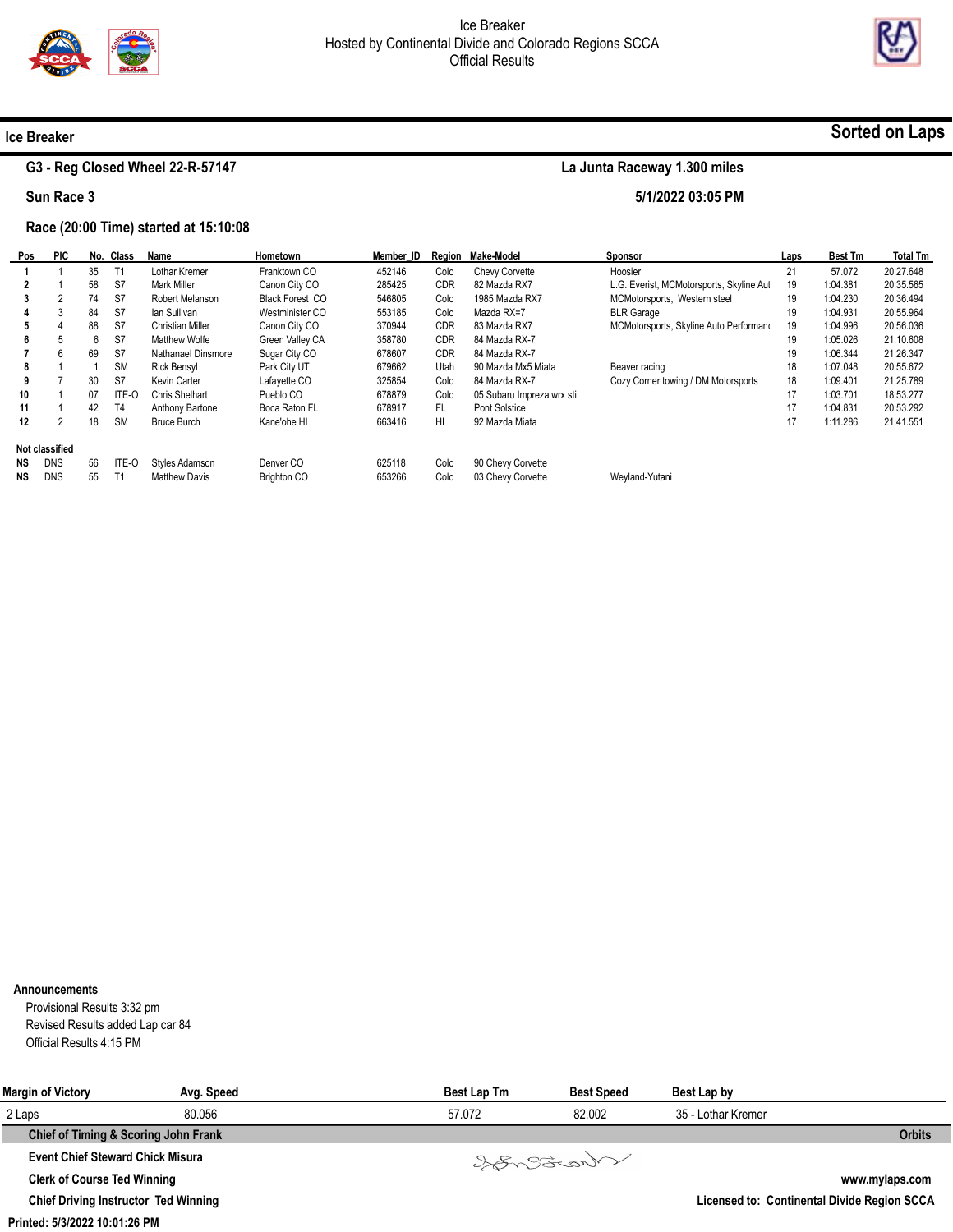# Ice Breaker

Hosted by Continental Divide and Colorado Regions SCCA

Official Results

## Ice Breaker

**Sorted on Laps**

### G3 - Reg Closed Wheel 22-R-57147

**La Junta Raceway 1.300 miles**

**Sun Race 3**

**5/1/2022 03:05 PM**

**Race (20:00 Time) started at 15:10:08**

| Pos | PIC | No. | Class | Name | Hometown | Member_ID | Region | Make-Model | Sponsor | Laps | Best Tm | Total Tm |
|---|---|---|---|---|---|---|---|---|---|---|---|---|
| 1 | 1 | 35 | T1 | Lothar Kremer | Franktown CO | 452146 | Colo | Chevy Corvette | Hoosier | 21 | 57.072 | 20:27.648 |
| 2 | 1 | 58 | S7 | Mark Miller | Canon City CO | 285425 | CDR | 82 Mazda RX7 | L.G. Everist, MCMotorsports, Skyline Aut | 19 | 1:04.381 | 20:35.565 |
| 3 | 2 | 74 | S7 | Robert Melanson | Black Forest CO | 546805 | Colo | 1985 Mazda RX7 | MCMotorsports, Western steel | 19 | 1:04.230 | 20:36.494 |
| 4 | 3 | 84 | S7 | Ian Sullivan | Westminister CO | 553185 | Colo | Mazda RX=7 | BLR Garage | 19 | 1:04.931 | 20:55.964 |
| 5 | 4 | 88 | S7 | Christian Miller | Canon City CO | 370944 | CDR | 83 Mazda RX7 | MCMotorsports, Skyline Auto Performanc | 19 | 1:04.996 | 20:56.036 |
| 6 | 5 | 6 | S7 | Matthew Wolfe | Green Valley CA | 358780 | CDR | 84 Mazda RX-7 | | 19 | 1:05.026 | 21:10.608 |
| 7 | 6 | 69 | S7 | Nathanael Dinsmore | Sugar City CO | 678607 | CDR | 84 Mazda RX-7 | | 19 | 1:06.344 | 21:26.347 |
| 8 | 1 | 1 | SM | Rick Bensyl | Park City UT | 679662 | Utah | 90 Mazda Mx5 Miata | Beaver racing | 18 | 1:07.048 | 20:55.672 |
| 9 | 7 | 30 | S7 | Kevin Carter | Lafayette CO | 325854 | Colo | 84 Mazda RX-7 | Cozy Corner towing / DM Motorsports | 18 | 1:09.401 | 21:25.789 |
| 10 | 1 | 07 | ITE-O | Chris Shelhart | Pueblo CO | 678879 | Colo | 05 Subaru Impreza wrx sti | | 17 | 1:03.701 | 18:53.277 |
| 11 | 1 | 42 | T4 | Anthony Bartone | Boca Raton FL | 678917 | FL | Pont Solstice | | 17 | 1:04.831 | 20:53.292 |
| 12 | 2 | 18 | SM | Bruce Burch | Kane'ohe HI | 663416 | HI | 92 Mazda Miata | | 17 | 1:11.286 | 21:41.551 |
| **Not classified** | | | | | | | | | | | | |
| DNS | DNS | 56 | ITE-O | Styles Adamson | Denver CO | 625118 | Colo | 90 Chevy Corvette | | | | |
| DNS | DNS | 55 | T1 | Matthew Davis | Brighton CO | 653266 | Colo | 03 Chevy Corvette | Weyland-Yutani | | | |

**Announcements**

Provisional Results 3:32 pm

Revised Results added Lap car 84

Official Results 4:15 PM

| Margin of Victory | Avg. Speed | Best Lap Tm | Best Speed | Best Lap by |
|---|---|---|---|---|
| 2 Laps | 80.056 | 57.072 | 82.002 | 35 - Lothar Kremer |

**Chief of Timing & Scoring John Frank**

**Orbits**

**Event Chief Steward Chick Misura**

**Clerk of Course Ted Winning**

**www.mylaps.com**

**Chief Driving Instructor Ted Winning**

**Licensed to: Continental Divide Region SCCA**

**Printed: 5/3/2022 10:01:26 PM**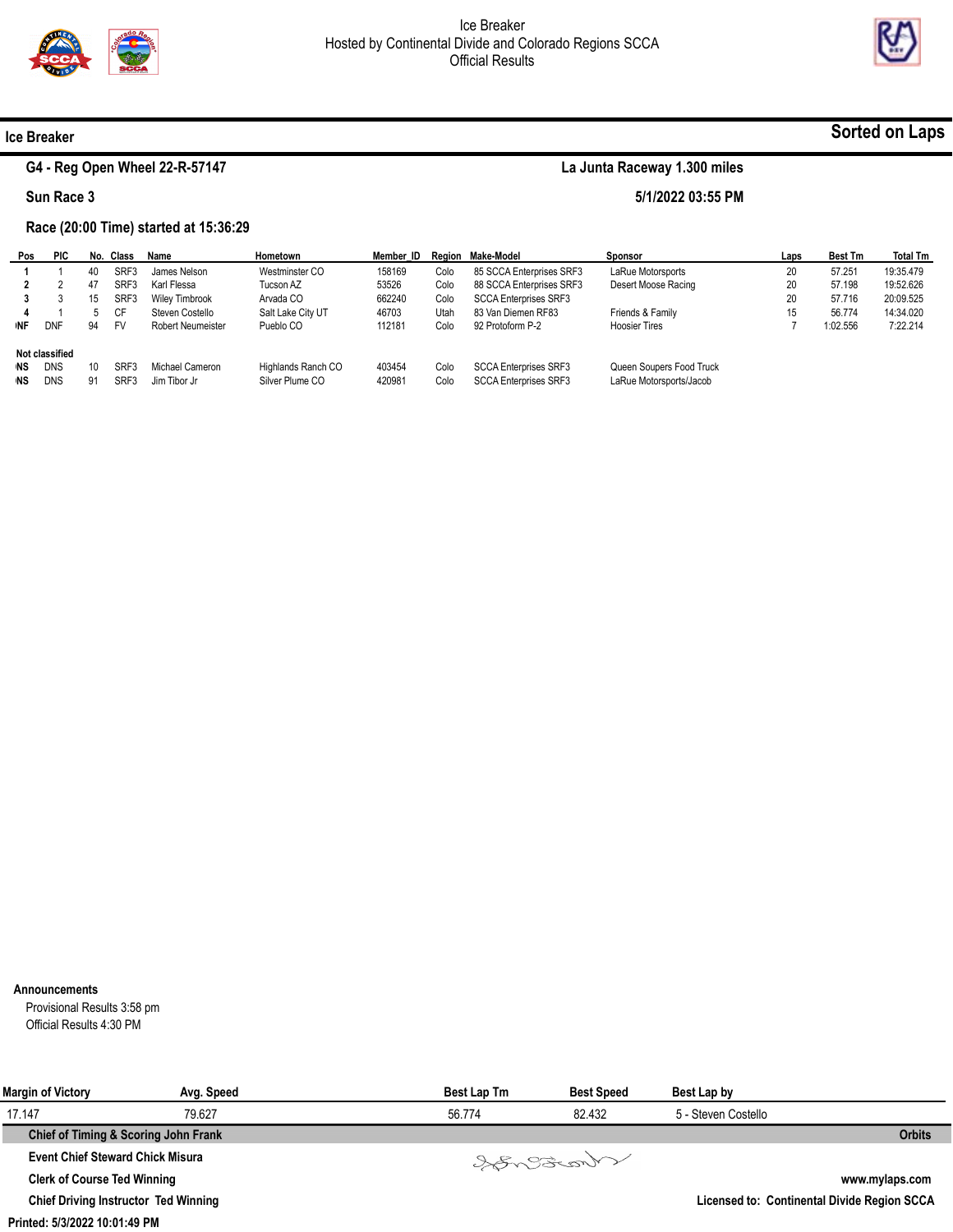Ice Breaker
Hosted by Continental Divide and Colorado Regions SCCA
Official Results

**Ice Breaker** — **Sorted on Laps**

**G4 - Reg Open Wheel 22-R-57147** — **La Junta Raceway 1.300 miles**

**Sun Race 3** — **5/1/2022 03:55 PM**

**Race (20:00 Time) started at 15:36:29**

| Pos | PIC | No. | Class | Name | Hometown | Member_ID | Region | Make-Model | Sponsor | Laps | Best Tm | Total Tm |
|---|---|---|---|---|---|---|---|---|---|---|---|---|
| 1 | 1 | 40 | SRF3 | James Nelson | Westminster CO | 158169 | Colo | 85 SCCA Enterprises SRF3 | LaRue Motorsports | 20 | 57.251 | 19:35.479 |
| 2 | 2 | 47 | SRF3 | Karl Flessa | Tucson AZ | 53526 | Colo | 88 SCCA Enterprises SRF3 | Desert Moose Racing | 20 | 57.198 | 19:52.626 |
| 3 | 3 | 15 | SRF3 | Wiley Timbrook | Arvada CO | 662240 | Colo | SCCA Enterprises SRF3 | | 20 | 57.716 | 20:09.525 |
| 4 | 1 | 5 | CF | Steven Costello | Salt Lake City UT | 46703 | Utah | 83 Van Diemen RF83 | Friends & Family | 15 | 56.774 | 14:34.020 |
| DNF | DNF | 94 | FV | Robert Neumeister | Pueblo CO | 112181 | Colo | 92 Protoform P-2 | Hoosier Tires | 7 | 1:02.556 | 7:22.214 |
| **Not classified** | | | | | | | | | | | | |
| DNS | DNS | 10 | SRF3 | Michael Cameron | Highlands Ranch CO | 403454 | Colo | SCCA Enterprises SRF3 | Queen Soupers Food Truck | | | |
| DNS | DNS | 91 | SRF3 | Jim Tibor Jr | Silver Plume CO | 420981 | Colo | SCCA Enterprises SRF3 | LaRue Motorsports/Jacob | | | |

**Announcements**

Provisional Results 3:58 pm
Official Results 4:30 PM

| Margin of Victory | Avg. Speed | Best Lap Tm | Best Speed | Best Lap by |
|---|---|---|---|---|
| 17.147 | 79.627 | 56.774 | 82.432 | 5 - Steven Costello |

**Chief of Timing & Scoring John Frank** — **Orbits**

**Event Chief Steward Chick Misura**

**Clerk of Course Ted Winning** — **www.mylaps.com**

**Chief Driving Instructor Ted Winning** — **Licensed to: Continental Divide Region SCCA**

**Printed: 5/3/2022 10:01:49 PM**